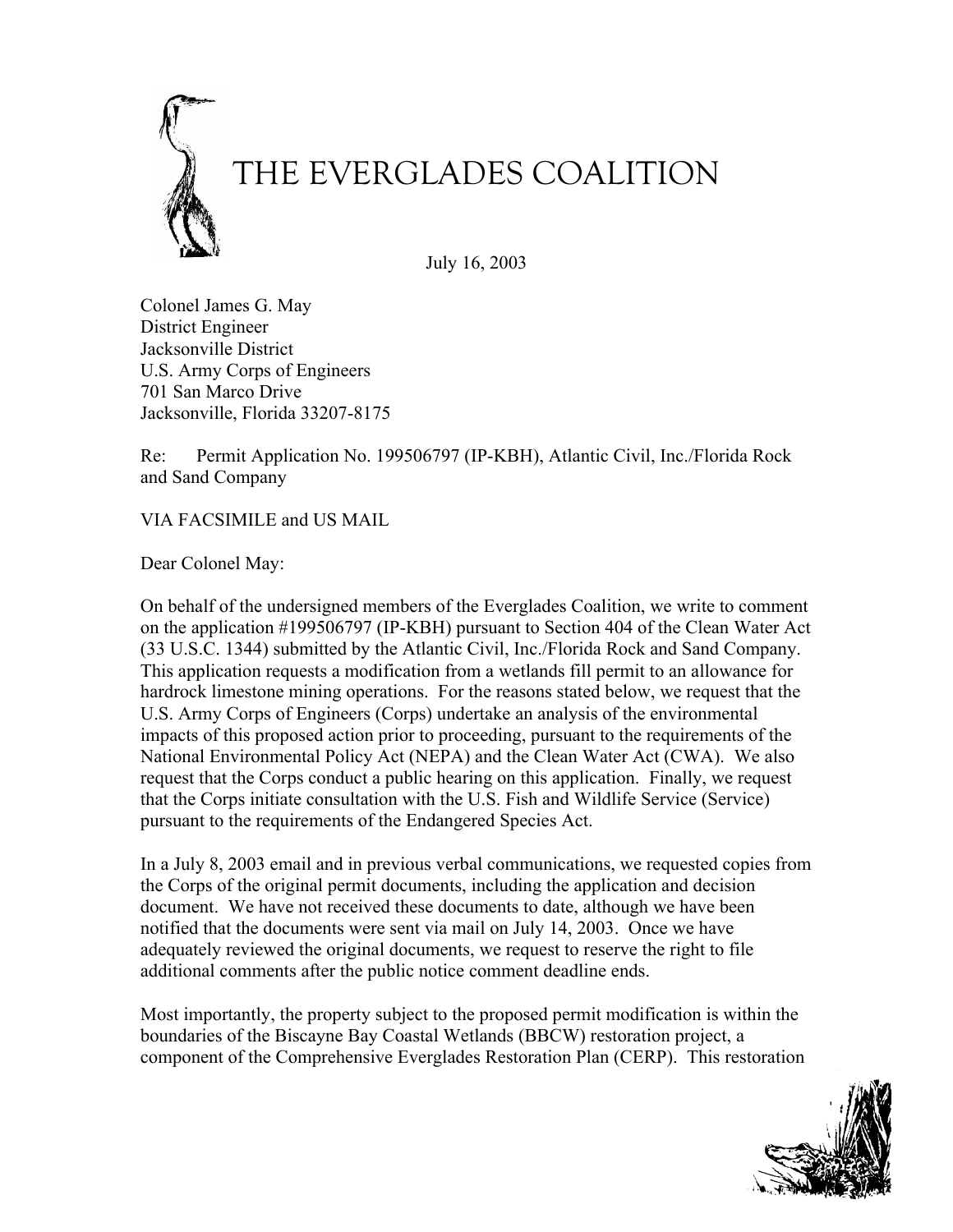# THE EVERGLADES COALITION

July 16, 2003

Colonel James G. May
District Engineer
Jacksonville District
U.S. Army Corps of Engineers
701 San Marco Drive
Jacksonville, Florida 33207-8175

Re: Permit Application No. 199506797 (IP-KBH), Atlantic Civil, Inc./Florida Rock and Sand Company

VIA FACSIMILE and US MAIL

Dear Colonel May:

On behalf of the undersigned members of the Everglades Coalition, we write to comment on the application #199506797 (IP-KBH) pursuant to Section 404 of the Clean Water Act (33 U.S.C. 1344) submitted by the Atlantic Civil, Inc./Florida Rock and Sand Company. This application requests a modification from a wetlands fill permit to an allowance for hardrock limestone mining operations. For the reasons stated below, we request that the U.S. Army Corps of Engineers (Corps) undertake an analysis of the environmental impacts of this proposed action prior to proceeding, pursuant to the requirements of the National Environmental Policy Act (NEPA) and the Clean Water Act (CWA). We also request that the Corps conduct a public hearing on this application. Finally, we request that the Corps initiate consultation with the U.S. Fish and Wildlife Service (Service) pursuant to the requirements of the Endangered Species Act.

In a July 8, 2003 email and in previous verbal communications, we requested copies from the Corps of the original permit documents, including the application and decision document. We have not received these documents to date, although we have been notified that the documents were sent via mail on July 14, 2003. Once we have adequately reviewed the original documents, we request to reserve the right to file additional comments after the public notice comment deadline ends.

Most importantly, the property subject to the proposed permit modification is within the boundaries of the Biscayne Bay Coastal Wetlands (BBCW) restoration project, a component of the Comprehensive Everglades Restoration Plan (CERP). This restoration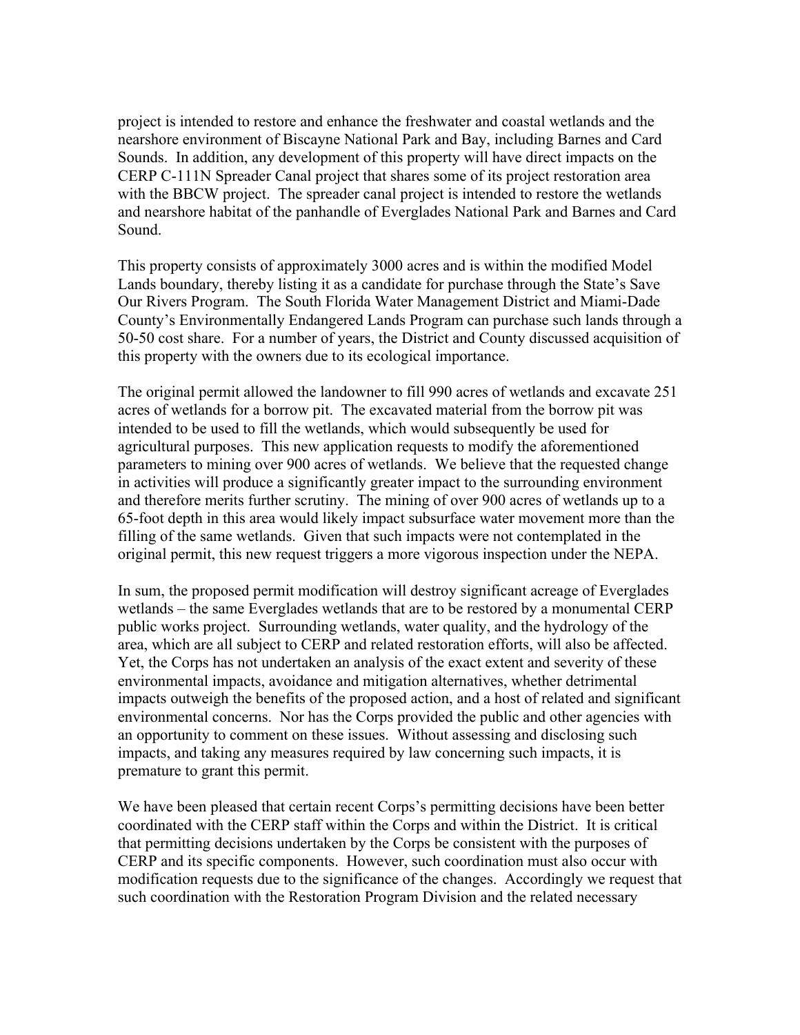project is intended to restore and enhance the freshwater and coastal wetlands and the nearshore environment of Biscayne National Park and Bay, including Barnes and Card Sounds. In addition, any development of this property will have direct impacts on the CERP C-111N Spreader Canal project that shares some of its project restoration area with the BBCW project. The spreader canal project is intended to restore the wetlands and nearshore habitat of the panhandle of Everglades National Park and Barnes and Card Sound.

This property consists of approximately 3000 acres and is within the modified Model Lands boundary, thereby listing it as a candidate for purchase through the State's Save Our Rivers Program. The South Florida Water Management District and Miami-Dade County's Environmentally Endangered Lands Program can purchase such lands through a 50-50 cost share. For a number of years, the District and County discussed acquisition of this property with the owners due to its ecological importance.

The original permit allowed the landowner to fill 990 acres of wetlands and excavate 251 acres of wetlands for a borrow pit. The excavated material from the borrow pit was intended to be used to fill the wetlands, which would subsequently be used for agricultural purposes. This new application requests to modify the aforementioned parameters to mining over 900 acres of wetlands. We believe that the requested change in activities will produce a significantly greater impact to the surrounding environment and therefore merits further scrutiny. The mining of over 900 acres of wetlands up to a 65-foot depth in this area would likely impact subsurface water movement more than the filling of the same wetlands. Given that such impacts were not contemplated in the original permit, this new request triggers a more vigorous inspection under the NEPA.

In sum, the proposed permit modification will destroy significant acreage of Everglades wetlands – the same Everglades wetlands that are to be restored by a monumental CERP public works project. Surrounding wetlands, water quality, and the hydrology of the area, which are all subject to CERP and related restoration efforts, will also be affected. Yet, the Corps has not undertaken an analysis of the exact extent and severity of these environmental impacts, avoidance and mitigation alternatives, whether detrimental impacts outweigh the benefits of the proposed action, and a host of related and significant environmental concerns. Nor has the Corps provided the public and other agencies with an opportunity to comment on these issues. Without assessing and disclosing such impacts, and taking any measures required by law concerning such impacts, it is premature to grant this permit.

We have been pleased that certain recent Corps's permitting decisions have been better coordinated with the CERP staff within the Corps and within the District. It is critical that permitting decisions undertaken by the Corps be consistent with the purposes of CERP and its specific components. However, such coordination must also occur with modification requests due to the significance of the changes. Accordingly we request that such coordination with the Restoration Program Division and the related necessary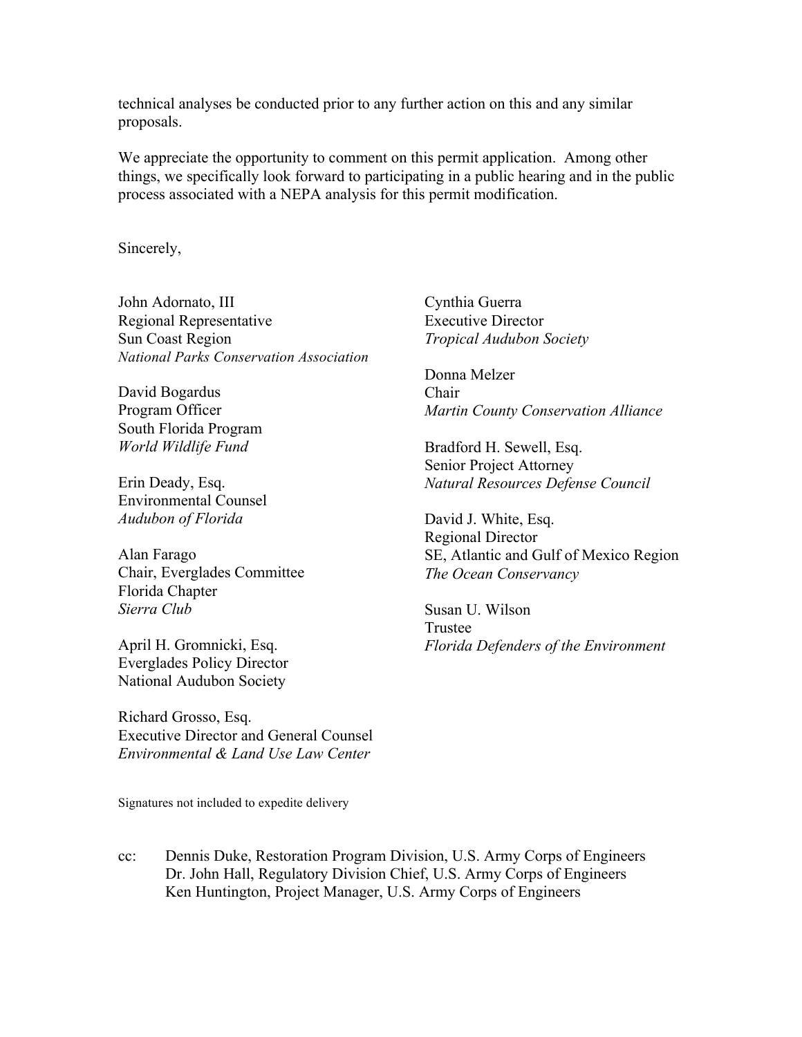technical analyses be conducted prior to any further action on this and any similar proposals.

We appreciate the opportunity to comment on this permit application. Among other things, we specifically look forward to participating in a public hearing and in the public process associated with a NEPA analysis for this permit modification.

Sincerely,

John Adornato, III
Regional Representative
Sun Coast Region
*National Parks Conservation Association*

David Bogardus
Program Officer
South Florida Program
*World Wildlife Fund*

Erin Deady, Esq.
Environmental Counsel
*Audubon of Florida*

Alan Farago
Chair, Everglades Committee
Florida Chapter
*Sierra Club*

April H. Gromnicki, Esq.
Everglades Policy Director
National Audubon Society

Richard Grosso, Esq.
Executive Director and General Counsel
*Environmental & Land Use Law Center*

Cynthia Guerra
Executive Director
*Tropical Audubon Society*

Donna Melzer
Chair
*Martin County Conservation Alliance*

Bradford H. Sewell, Esq.
Senior Project Attorney
*Natural Resources Defense Council*

David J. White, Esq.
Regional Director
SE, Atlantic and Gulf of Mexico Region
*The Ocean Conservancy*

Susan U. Wilson
Trustee
*Florida Defenders of the Environment*

Signatures not included to expedite delivery

cc: Dennis Duke, Restoration Program Division, U.S. Army Corps of Engineers
Dr. John Hall, Regulatory Division Chief, U.S. Army Corps of Engineers
Ken Huntington, Project Manager, U.S. Army Corps of Engineers